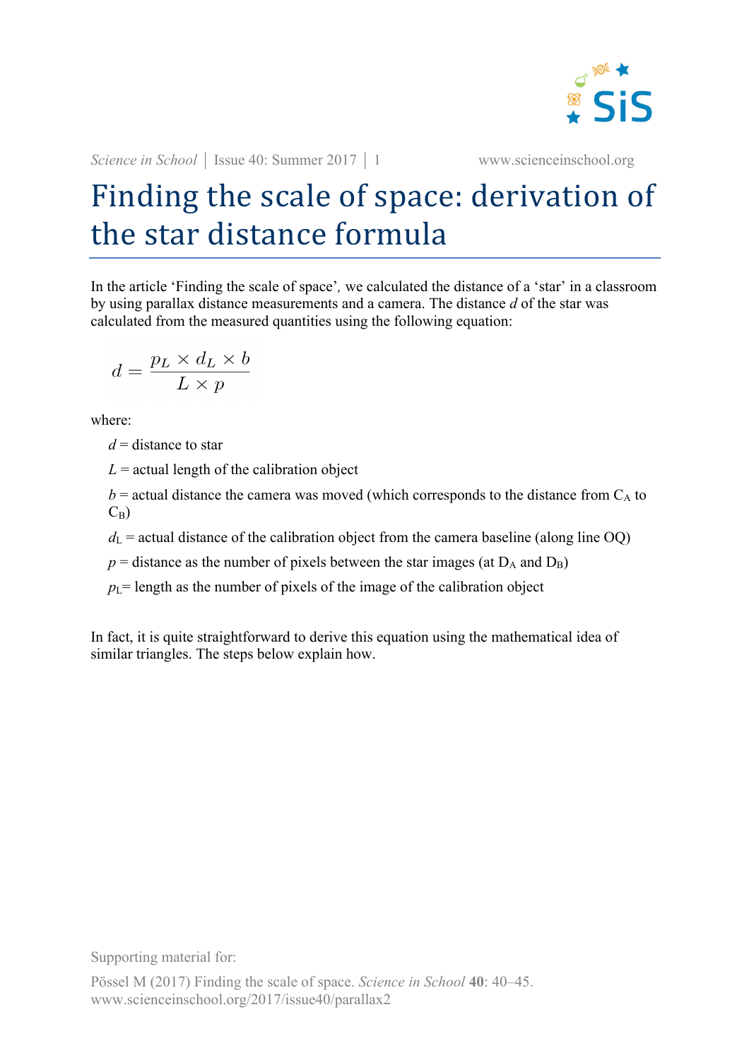# Finding the scale of space: derivation of the star distance formula

In the article 'Finding the scale of space', we calculated the distance of a 'star' in a classroom by using parallax distance measurements and a camera. The distance $d$ of the star was calculated from the measured quantities using the following equation:

$$d = \frac{p_L \times d_L \times b}{L \times p}$$

where:

- $d$ = distance to star
- $L$ = actual length of the calibration object
- $b$ = actual distance the camera was moved (which corresponds to the distance from $C_A$ to $C_B$)
- $d_L$ = actual distance of the calibration object from the camera baseline (along line OQ)
- $p$ = distance as the number of pixels between the star images (at $D_A$ and $D_B$)
- $p_L$= length as the number of pixels of the image of the calibration object

In fact, it is quite straightforward to derive this equation using the mathematical idea of similar triangles. The steps below explain how.

Supporting material for:

Pössel M (2017) Finding the scale of space. *Science in School* **40**: 40–45.
www.scienceinschool.org/2017/issue40/parallax2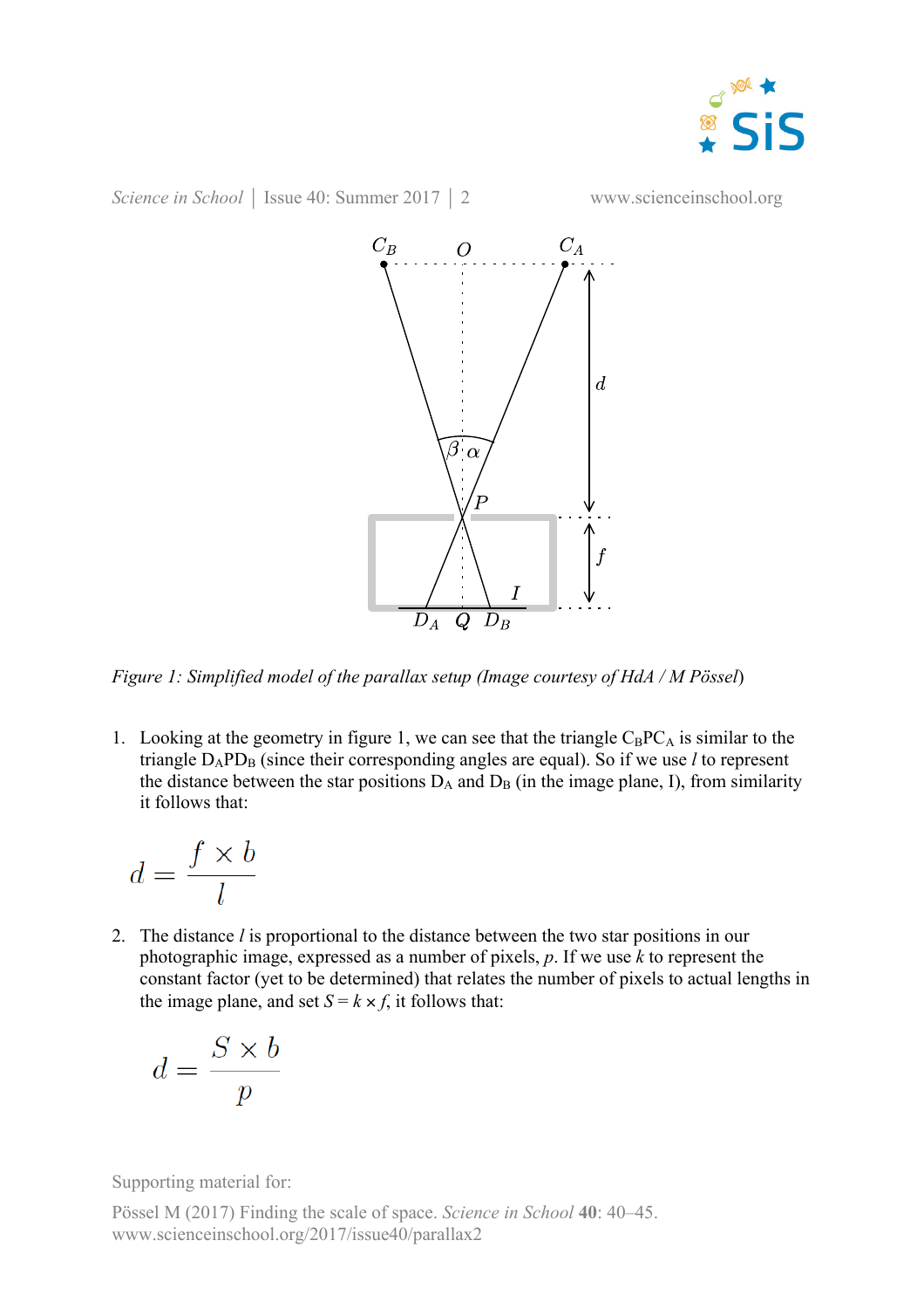*Figure 1: Simplified model of the parallax setup (Image courtesy of HdA / M Pössel)*

1. Looking at the geometry in figure 1, we can see that the triangle $C_BPC_A$ is similar to the triangle $D_APD_B$ (since their corresponding angles are equal). So if we use $l$ to represent the distance between the star positions $D_A$ and $D_B$ (in the image plane, I), from similarity it follows that:

$$d = \frac{f \times b}{l}$$

2. The distance $l$ is proportional to the distance between the two star positions in our photographic image, expressed as a number of pixels, $p$. If we use $k$ to represent the constant factor (yet to be determined) that relates the number of pixels to actual lengths in the image plane, and set $S = k \times f$, it follows that:

$$d = \frac{S \times b}{p}$$

Supporting material for:

Pössel M (2017) Finding the scale of space. *Science in School* **40**: 40–45. www.scienceinschool.org/2017/issue40/parallax2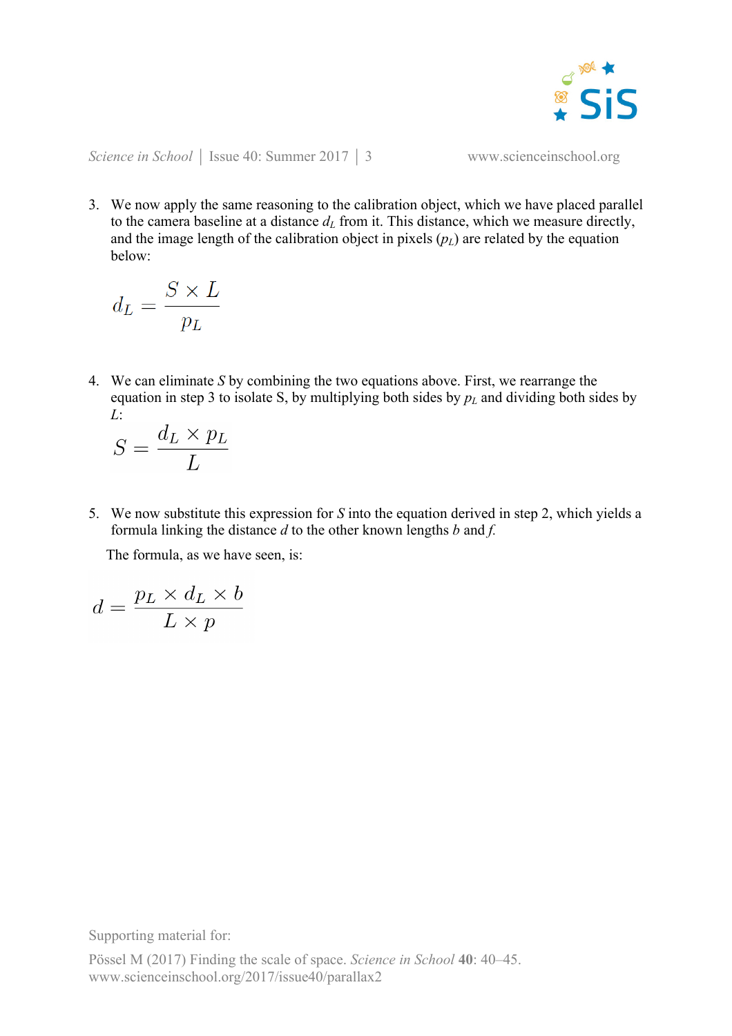3. We now apply the same reasoning to the calibration object, which we have placed parallel to the camera baseline at a distance $d_L$ from it. This distance, which we measure directly, and the image length of the calibration object in pixels ($p_L$) are related by the equation below:

$$d_L = \frac{S \times L}{p_L}$$

4. We can eliminate $S$ by combining the two equations above. First, we rearrange the equation in step 3 to isolate S, by multiplying both sides by $p_L$ and dividing both sides by $L$:

$$S = \frac{d_L \times p_L}{L}$$

5. We now substitute this expression for $S$ into the equation derived in step 2, which yields a formula linking the distance $d$ to the other known lengths $b$ and $f$.

   The formula, as we have seen, is:

$$d = \frac{p_L \times d_L \times b}{L \times p}$$

Supporting material for:

Pössel M (2017) Finding the scale of space. *Science in School* **40**: 40–45. www.scienceinschool.org/2017/issue40/parallax2